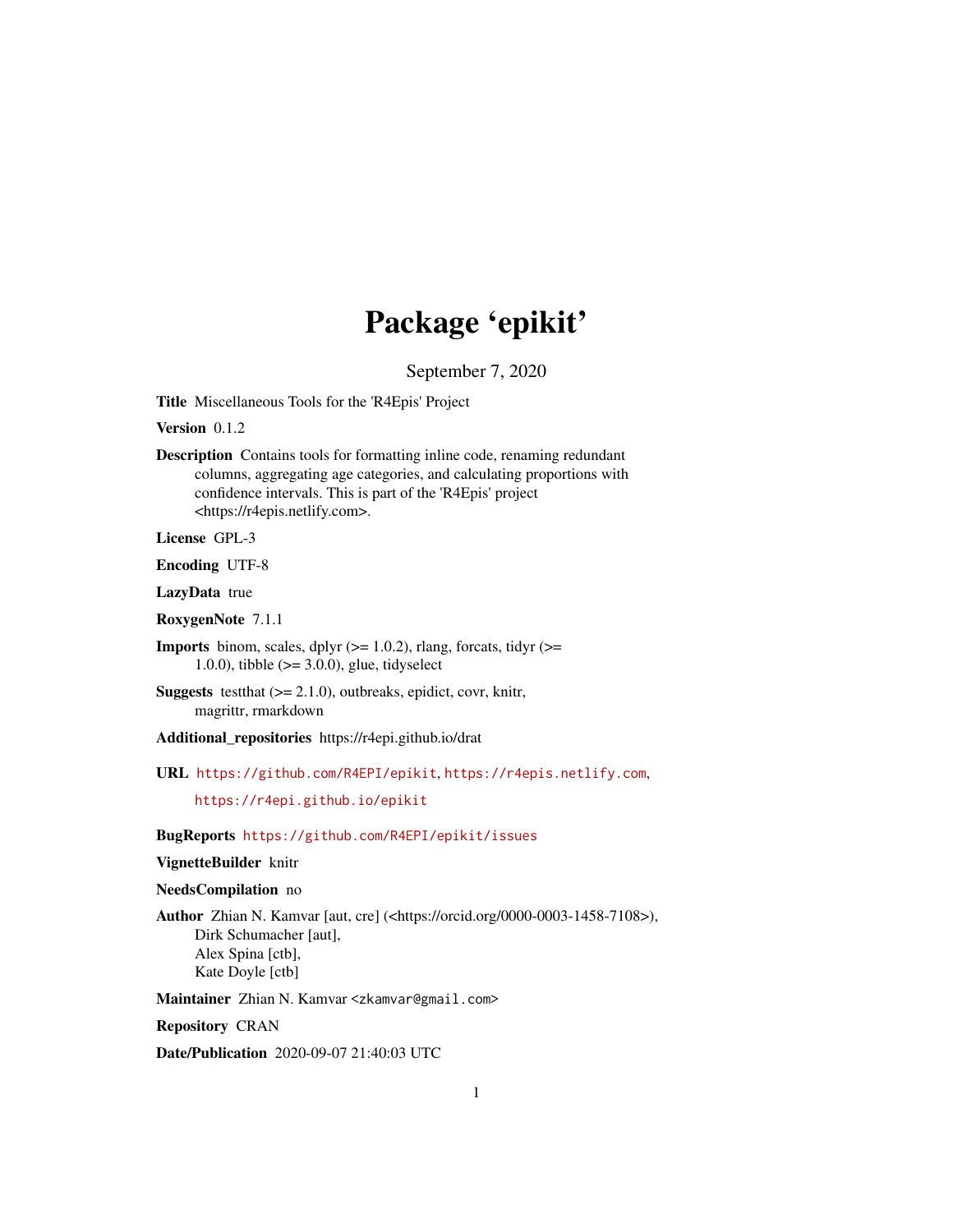# Package 'epikit'

September 7, 2020

**Title** Miscellaneous Tools for the 'R4Epis' Project

**Version** 0.1.2

**Description** Contains tools for formatting inline code, renaming redundant columns, aggregating age categories, and calculating proportions with confidence intervals. This is part of the 'R4Epis' project <https://r4epis.netlify.com>.

**License** GPL-3

**Encoding** UTF-8

**LazyData** true

**RoxygenNote** 7.1.1

**Imports** binom, scales, dplyr (>= 1.0.2), rlang, forcats, tidyr (>= 1.0.0), tibble (>= 3.0.0), glue, tidyselect

**Suggests** testthat (>= 2.1.0), outbreaks, epidict, covr, knitr, magrittr, rmarkdown

**Additional_repositories** https://r4epi.github.io/drat

**URL** https://github.com/R4EPI/epikit, https://r4epis.netlify.com, https://r4epi.github.io/epikit

**BugReports** https://github.com/R4EPI/epikit/issues

**VignetteBuilder** knitr

**NeedsCompilation** no

**Author** Zhian N. Kamvar [aut, cre] (<https://orcid.org/0000-0003-1458-7108>), Dirk Schumacher [aut], Alex Spina [ctb], Kate Doyle [ctb]

**Maintainer** Zhian N. Kamvar <zkamvar@gmail.com>

**Repository** CRAN

**Date/Publication** 2020-09-07 21:40:03 UTC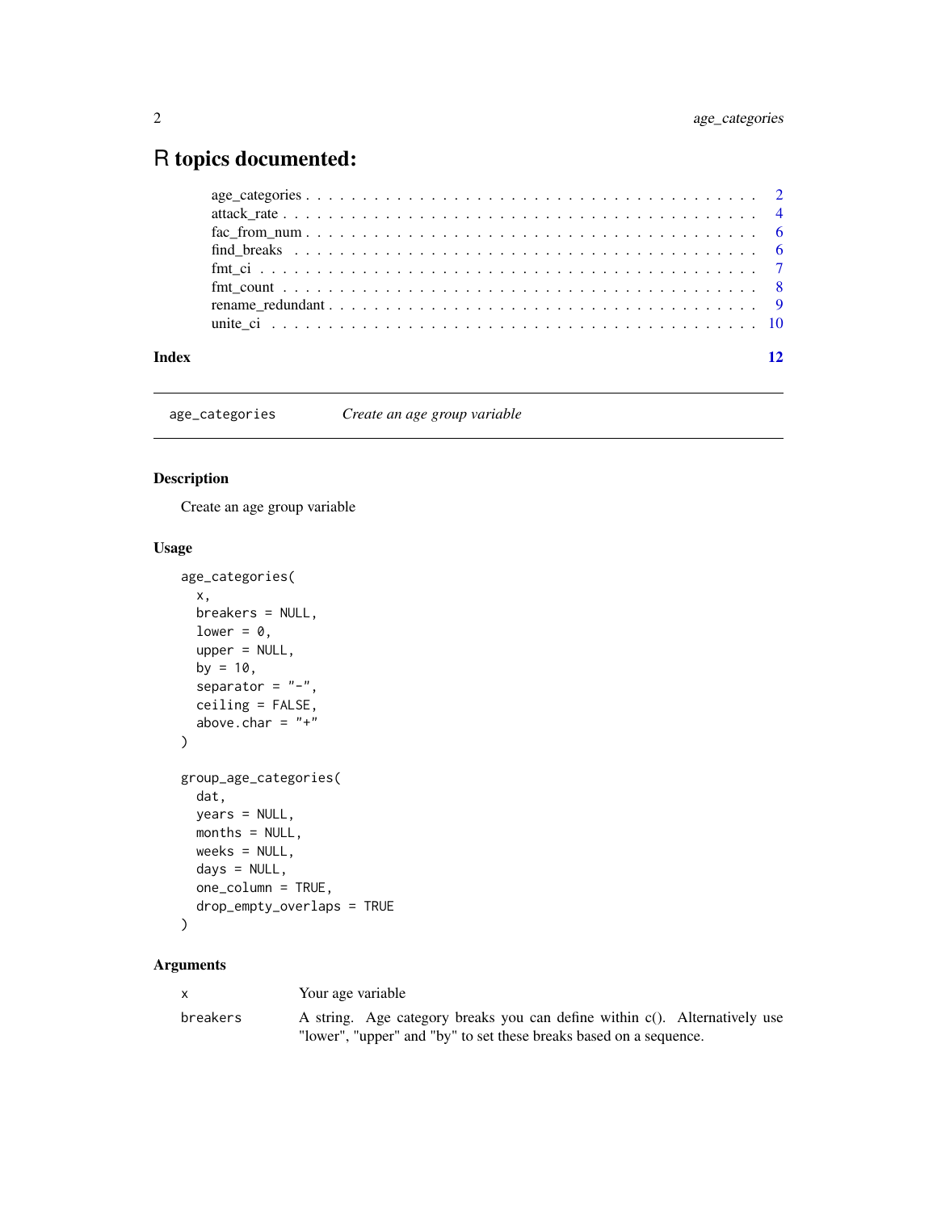# R topics documented:

- age_categories . . . . . . . . . . . . . . . . . . . . . . . . . . . . . . . . . . . . . . . 2
- attack_rate . . . . . . . . . . . . . . . . . . . . . . . . . . . . . . . . . . . . . . . . . . 4
- fac_from_num . . . . . . . . . . . . . . . . . . . . . . . . . . . . . . . . . . . . . . . 6
- find_breaks . . . . . . . . . . . . . . . . . . . . . . . . . . . . . . . . . . . . . . . . . 6
- fmt_ci . . . . . . . . . . . . . . . . . . . . . . . . . . . . . . . . . . . . . . . . . . . . 7
- fmt_count . . . . . . . . . . . . . . . . . . . . . . . . . . . . . . . . . . . . . . . . . . 8
- rename_redundant . . . . . . . . . . . . . . . . . . . . . . . . . . . . . . . . . . . . . 9
- unite_ci . . . . . . . . . . . . . . . . . . . . . . . . . . . . . . . . . . . . . . . . . . . 10

**Index** 12

---

## age_categories — *Create an age group variable*

### Description

Create an age group variable

### Usage

```
age_categories(
  x,
  breakers = NULL,
  lower = 0,
  upper = NULL,
  by = 10,
  separator = "-",
  ceiling = FALSE,
  above.char = "+"
)

group_age_categories(
  dat,
  years = NULL,
  months = NULL,
  weeks = NULL,
  days = NULL,
  one_column = TRUE,
  drop_empty_overlaps = TRUE
)
```

### Arguments

| | |
|---|---|
| x | Your age variable |
| breakers | A string. Age category breaks you can define within c(). Alternatively use "lower", "upper" and "by" to set these breaks based on a sequence. |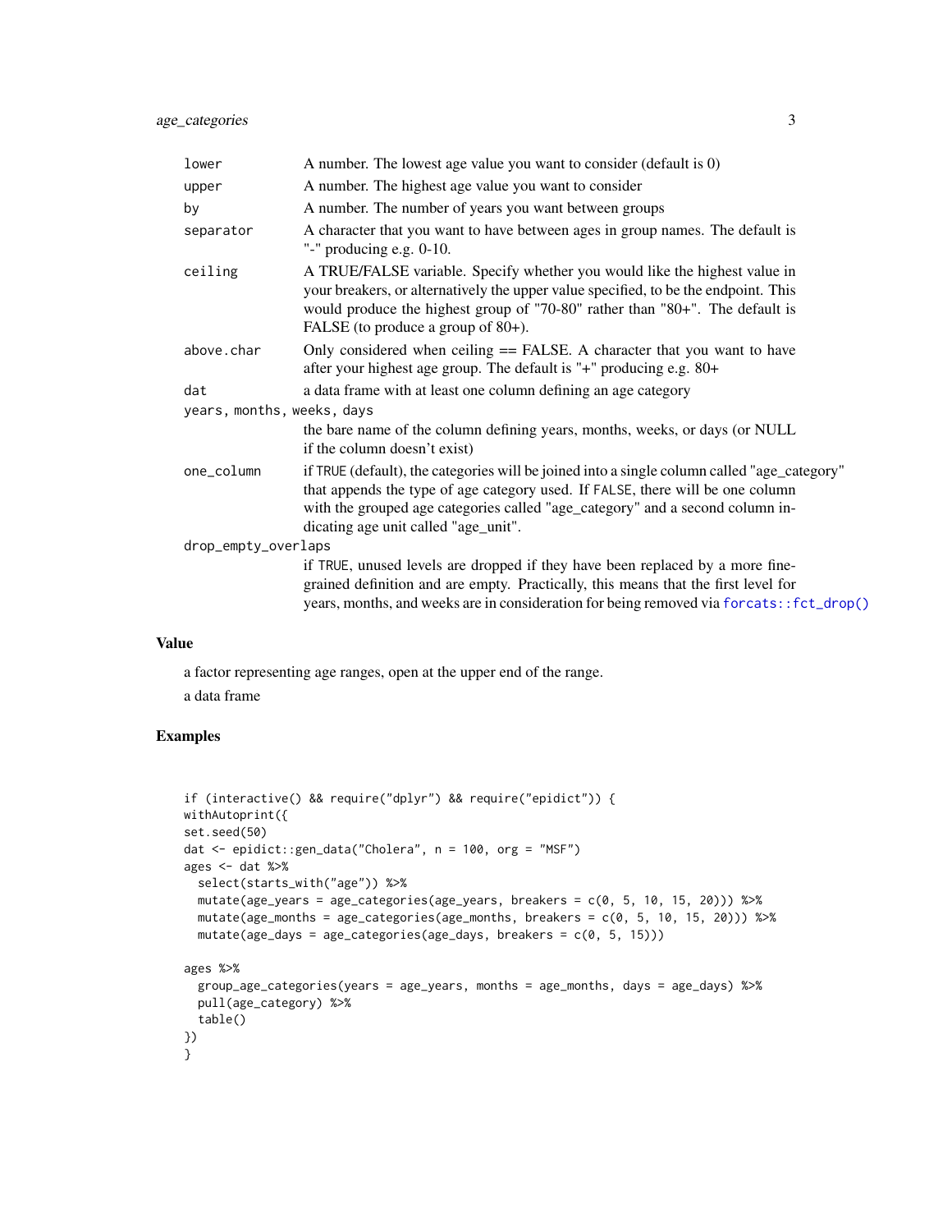| | |
|---|---|
| lower | A number. The lowest age value you want to consider (default is 0) |
| upper | A number. The highest age value you want to consider |
| by | A number. The number of years you want between groups |
| separator | A character that you want to have between ages in group names. The default is "-" producing e.g. 0-10. |
| ceiling | A TRUE/FALSE variable. Specify whether you would like the highest value in your breakers, or alternatively the upper value specified, to be the endpoint. This would produce the highest group of "70-80" rather than "80+". The default is FALSE (to produce a group of 80+). |
| above.char | Only considered when ceiling == FALSE. A character that you want to have after your highest age group. The default is "+" producing e.g. 80+ |
| dat | a data frame with at least one column defining an age category |
| years, months, weeks, days | the bare name of the column defining years, months, weeks, or days (or NULL if the column doesn't exist) |
| one_column | if TRUE (default), the categories will be joined into a single column called "age_category" that appends the type of age category used. If FALSE, there will be one column with the grouped age categories called "age_category" and a second column indicating age unit called "age_unit". |
| drop_empty_overlaps | if TRUE, unused levels are dropped if they have been replaced by a more fine-grained definition and are empty. Practically, this means that the first level for years, months, and weeks are in consideration for being removed via forcats::fct_drop() |

## Value

a factor representing age ranges, open at the upper end of the range.

a data frame

## Examples

```
if (interactive() && require("dplyr") && require("epidict")) {
withAutoprint({
set.seed(50)
dat <- epidict::gen_data("Cholera", n = 100, org = "MSF")
ages <- dat %>%
  select(starts_with("age")) %>%
  mutate(age_years = age_categories(age_years, breakers = c(0, 5, 10, 15, 20))) %>%
  mutate(age_months = age_categories(age_months, breakers = c(0, 5, 10, 15, 20))) %>%
  mutate(age_days = age_categories(age_days, breakers = c(0, 5, 15)))

ages %>%
  group_age_categories(years = age_years, months = age_months, days = age_days) %>%
  pull(age_category) %>%
  table()
})
}
```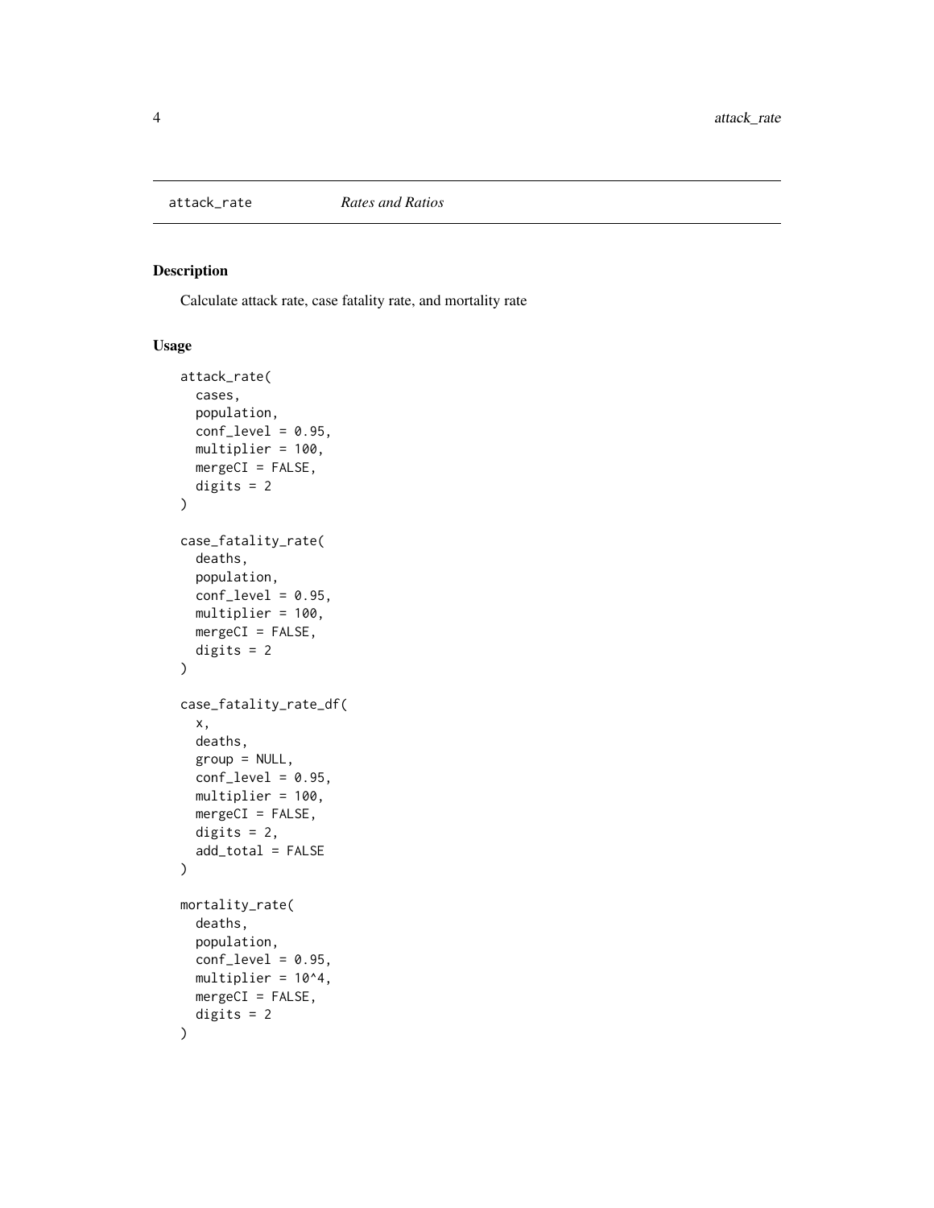`attack_rate` *Rates and Ratios*

## Description

Calculate attack rate, case fatality rate, and mortality rate

## Usage

```
attack_rate(
  cases,
  population,
  conf_level = 0.95,
  multiplier = 100,
  mergeCI = FALSE,
  digits = 2
)

case_fatality_rate(
  deaths,
  population,
  conf_level = 0.95,
  multiplier = 100,
  mergeCI = FALSE,
  digits = 2
)

case_fatality_rate_df(
  x,
  deaths,
  group = NULL,
  conf_level = 0.95,
  multiplier = 100,
  mergeCI = FALSE,
  digits = 2,
  add_total = FALSE
)

mortality_rate(
  deaths,
  population,
  conf_level = 0.95,
  multiplier = 10^4,
  mergeCI = FALSE,
  digits = 2
)
```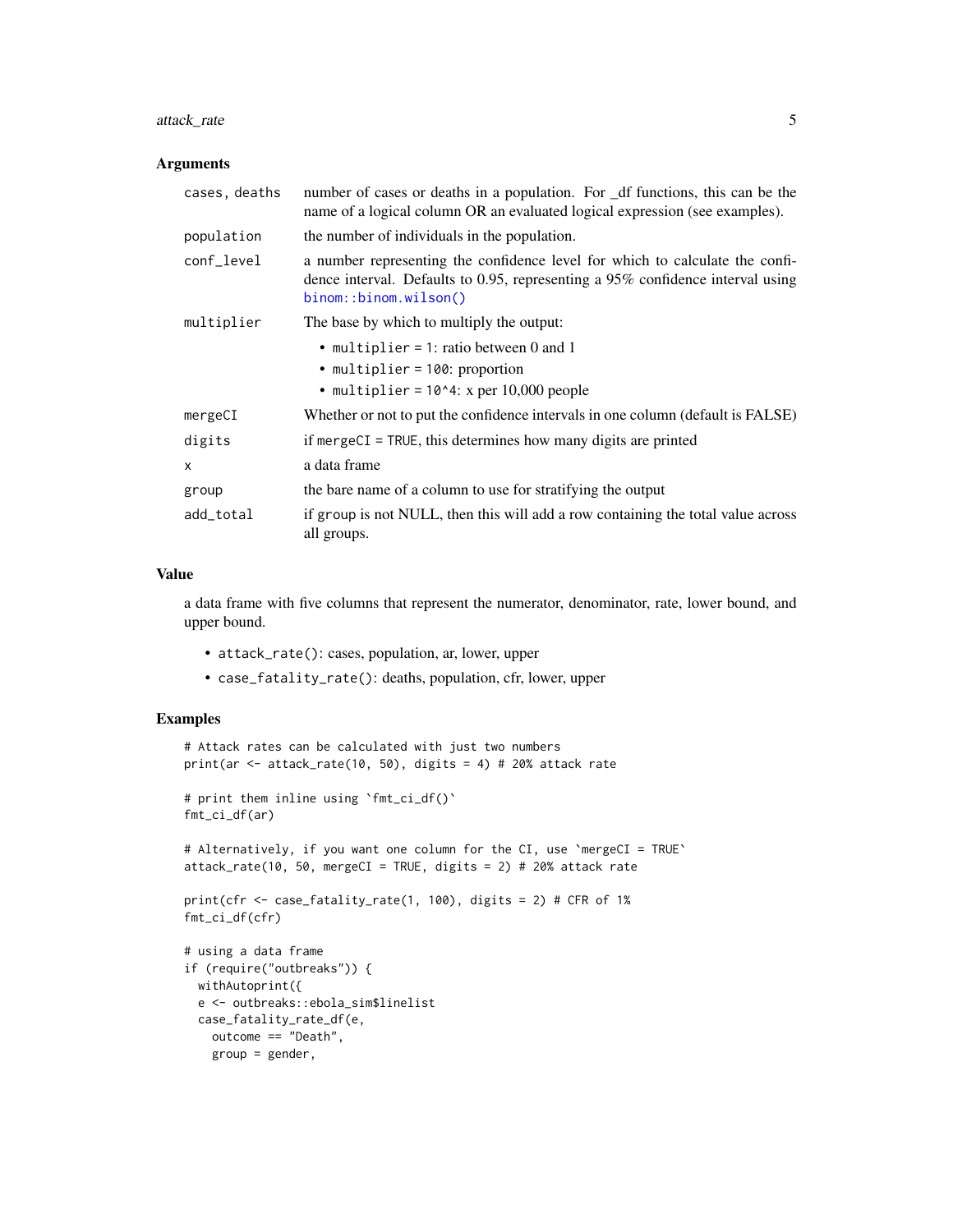### Arguments

| | |
|---|---|
| cases, deaths | number of cases or deaths in a population. For _df functions, this can be the name of a logical column OR an evaluated logical expression (see examples). |
| population | the number of individuals in the population. |
| conf_level | a number representing the confidence level for which to calculate the confidence interval. Defaults to 0.95, representing a 95% confidence interval using `binom::binom.wilson()` |
| multiplier | The base by which to multiply the output:<br>• `multiplier = 1`: ratio between 0 and 1<br>• `multiplier = 100`: proportion<br>• `multiplier = 10^4`: x per 10,000 people |
| mergeCI | Whether or not to put the confidence intervals in one column (default is FALSE) |
| digits | if `mergeCI = TRUE`, this determines how many digits are printed |
| x | a data frame |
| group | the bare name of a column to use for stratifying the output |
| add_total | if group is not NULL, then this will add a row containing the total value across all groups. |

### Value

a data frame with five columns that represent the numerator, denominator, rate, lower bound, and upper bound.

- `attack_rate()`: cases, population, ar, lower, upper
- `case_fatality_rate()`: deaths, population, cfr, lower, upper

### Examples

```
# Attack rates can be calculated with just two numbers
print(ar <- attack_rate(10, 50), digits = 4) # 20% attack rate

# print them inline using `fmt_ci_df()`
fmt_ci_df(ar)

# Alternatively, if you want one column for the CI, use `mergeCI = TRUE`
attack_rate(10, 50, mergeCI = TRUE, digits = 2) # 20% attack rate

print(cfr <- case_fatality_rate(1, 100), digits = 2) # CFR of 1%
fmt_ci_df(cfr)

# using a data frame
if (require("outbreaks")) {
  withAutoprint({
  e <- outbreaks::ebola_sim$linelist
  case_fatality_rate_df(e,
    outcome == "Death",
    group = gender,
```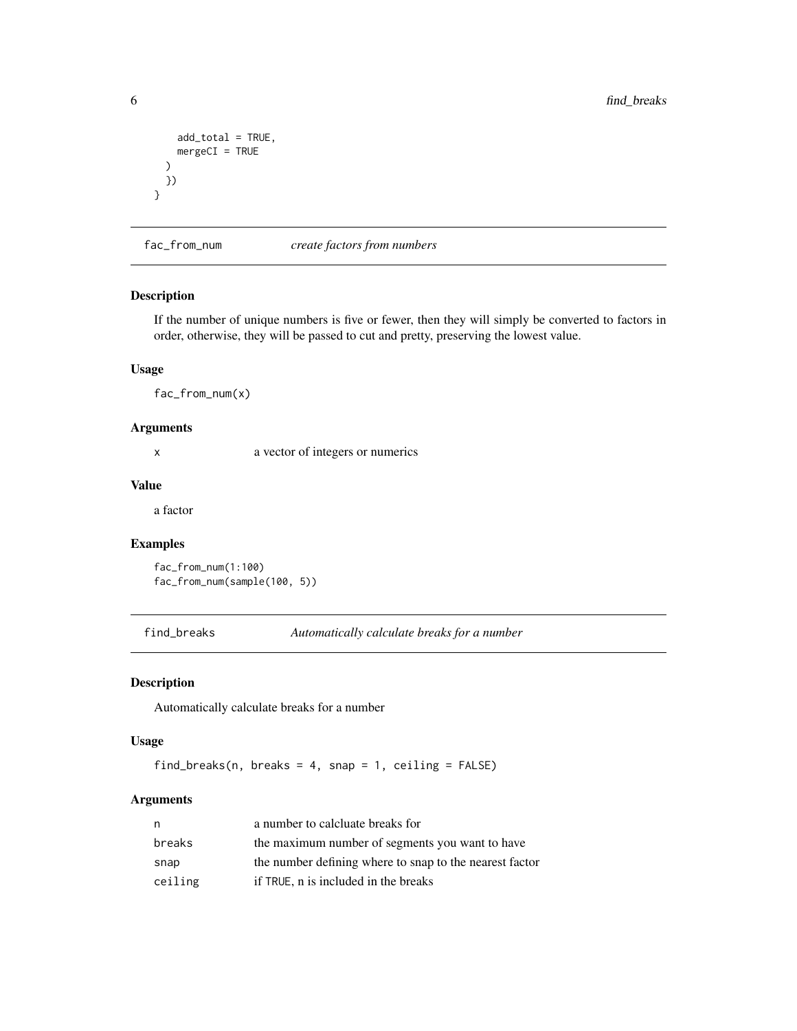```
    add_total = TRUE,
    mergeCI = TRUE
  )
  })
}
```

## fac_from_num — *create factors from numbers*

### Description

If the number of unique numbers is five or fewer, then they will simply be converted to factors in order, otherwise, they will be passed to cut and pretty, preserving the lowest value.

### Usage

```
fac_from_num(x)
```

### Arguments

| | |
|---|---|
| x | a vector of integers or numerics |

### Value

a factor

### Examples

```
fac_from_num(1:100)
fac_from_num(sample(100, 5))
```

## find_breaks — *Automatically calculate breaks for a number*

### Description

Automatically calculate breaks for a number

### Usage

```
find_breaks(n, breaks = 4, snap = 1, ceiling = FALSE)
```

### Arguments

| | |
|---|---|
| n | a number to calcluate breaks for |
| breaks | the maximum number of segments you want to have |
| snap | the number defining where to snap to the nearest factor |
| ceiling | if TRUE, n is included in the breaks |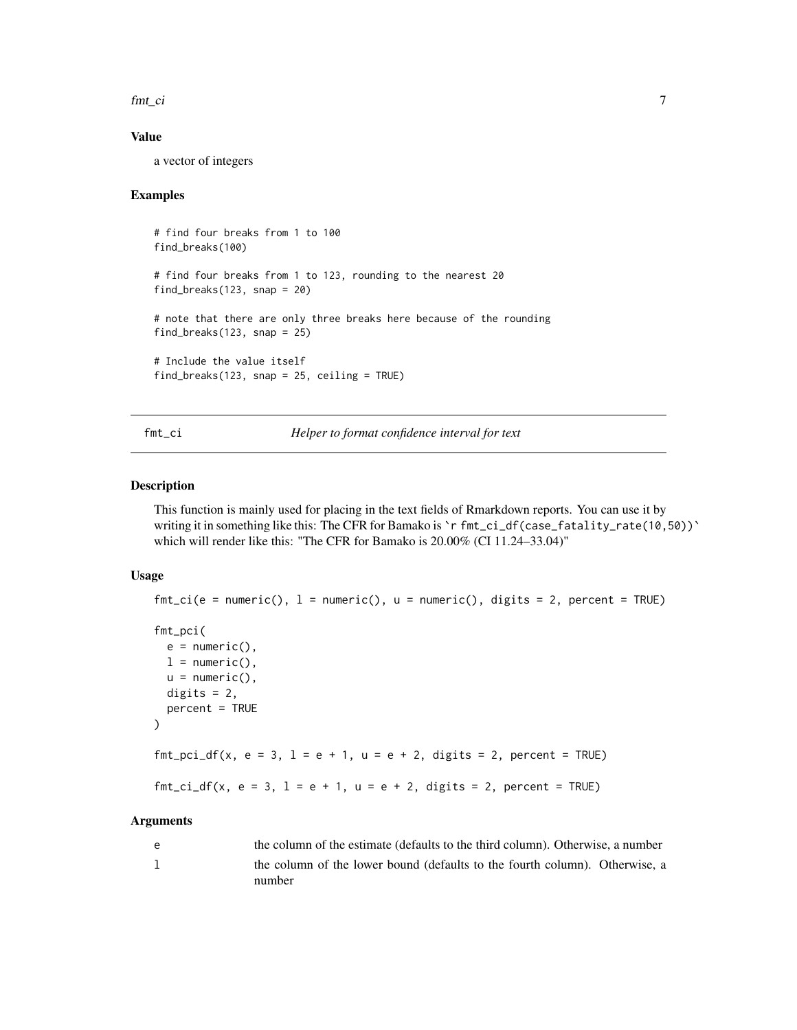### Value

a vector of integers

### Examples

```
# find four breaks from 1 to 100
find_breaks(100)

# find four breaks from 1 to 123, rounding to the nearest 20
find_breaks(123, snap = 20)

# note that there are only three breaks here because of the rounding
find_breaks(123, snap = 25)

# Include the value itself
find_breaks(123, snap = 25, ceiling = TRUE)
```

---

## fmt_ci *Helper to format confidence interval for text*

---

### Description

This function is mainly used for placing in the text fields of Rmarkdown reports. You can use it by writing it in something like this: The CFR for Bamako is `` `r fmt_ci_df(case_fatality_rate(10,50))` `` which will render like this: "The CFR for Bamako is 20.00% (CI 11.24–33.04)"

### Usage

```
fmt_ci(e = numeric(), l = numeric(), u = numeric(), digits = 2, percent = TRUE)

fmt_pci(
  e = numeric(),
  l = numeric(),
  u = numeric(),
  digits = 2,
  percent = TRUE
)

fmt_pci_df(x, e = 3, l = e + 1, u = e + 2, digits = 2, percent = TRUE)

fmt_ci_df(x, e = 3, l = e + 1, u = e + 2, digits = 2, percent = TRUE)
```

### Arguments

| | |
|---|---|
| e | the column of the estimate (defaults to the third column). Otherwise, a number |
| l | the column of the lower bound (defaults to the fourth column). Otherwise, a number |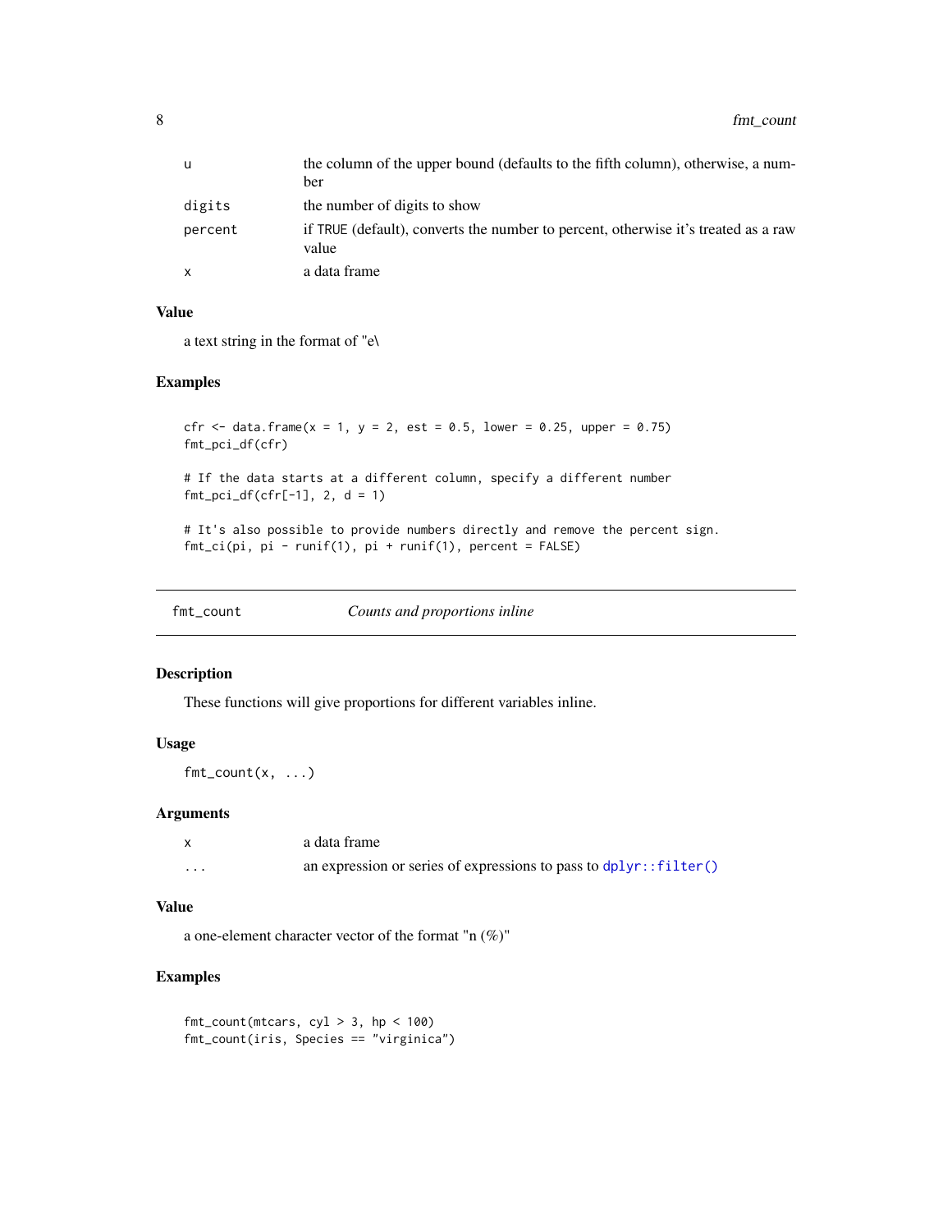| | |
|---|---|
| u | the column of the upper bound (defaults to the fifth column), otherwise, a number |
| digits | the number of digits to show |
| percent | if TRUE (default), converts the number to percent, otherwise it's treated as a raw value |
| x | a data frame |

### Value

a text string in the format of "e\

### Examples

```
cfr <- data.frame(x = 1, y = 2, est = 0.5, lower = 0.25, upper = 0.75)
fmt_pci_df(cfr)

# If the data starts at a different column, specify a different number
fmt_pci_df(cfr[-1], 2, d = 1)

# It's also possible to provide numbers directly and remove the percent sign.
fmt_ci(pi, pi - runif(1), pi + runif(1), percent = FALSE)
```

---

## fmt_count — *Counts and proportions inline*

---

### Description

These functions will give proportions for different variables inline.

### Usage

```
fmt_count(x, ...)
```

### Arguments

| | |
|---|---|
| x | a data frame |
| ... | an expression or series of expressions to pass to dplyr::filter() |

### Value

a one-element character vector of the format "n (%)"

### Examples

```
fmt_count(mtcars, cyl > 3, hp < 100)
fmt_count(iris, Species == "virginica")
```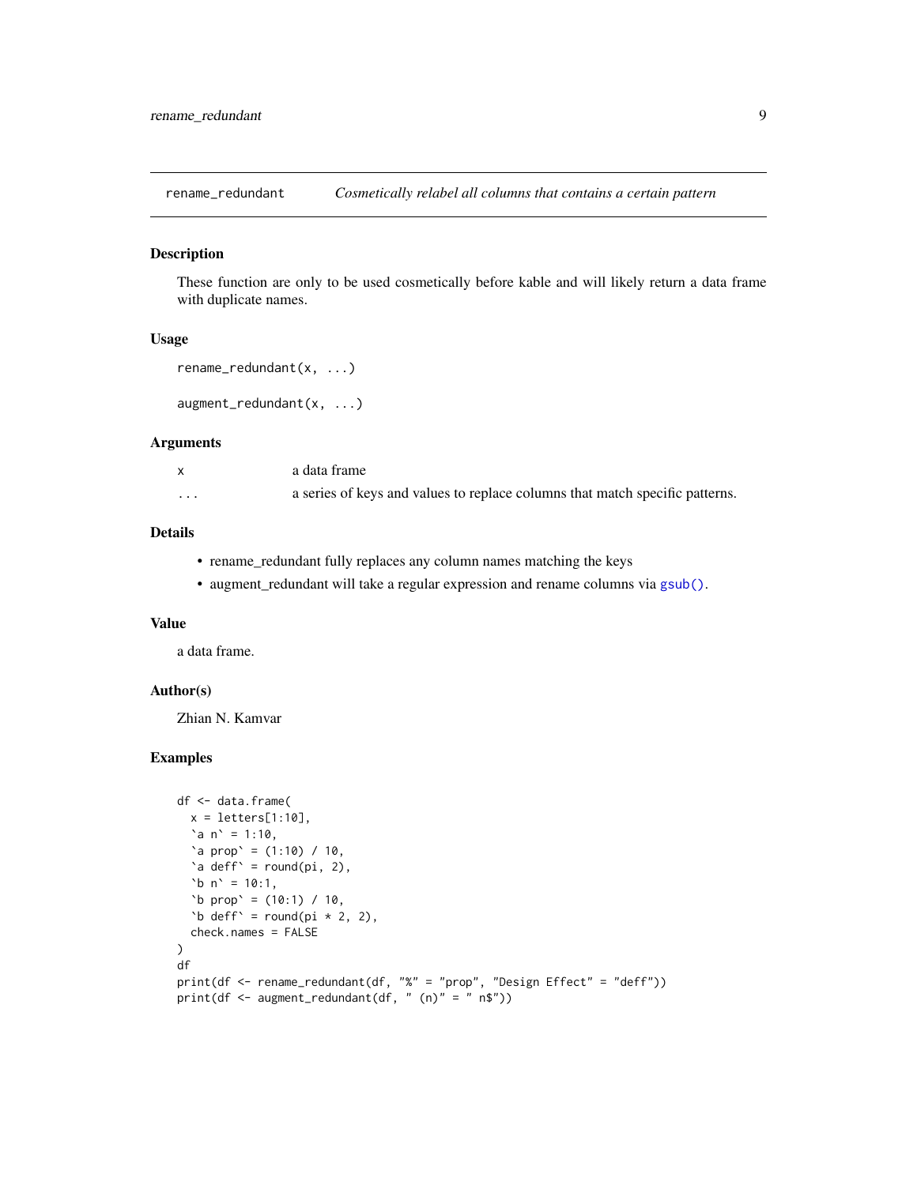`rename_redundant` *Cosmetically relabel all columns that contains a certain pattern*

## Description

These function are only to be used cosmetically before kable and will likely return a data frame with duplicate names.

## Usage

```
rename_redundant(x, ...)

augment_redundant(x, ...)
```

## Arguments

| | |
|---|---|
| x | a data frame |
| ... | a series of keys and values to replace columns that match specific patterns. |

## Details

- rename_redundant fully replaces any column names matching the keys
- augment_redundant will take a regular expression and rename columns via `gsub()`.

## Value

a data frame.

## Author(s)

Zhian N. Kamvar

## Examples

```
df <- data.frame(
  x = letters[1:10],
  `a n` = 1:10,
  `a prop` = (1:10) / 10,
  `a deff` = round(pi, 2),
  `b n` = 10:1,
  `b prop` = (10:1) / 10,
  `b deff` = round(pi * 2, 2),
  check.names = FALSE
)
df
print(df <- rename_redundant(df, "%" = "prop", "Design Effect" = "deff"))
print(df <- augment_redundant(df, " (n)" = " n$"))
```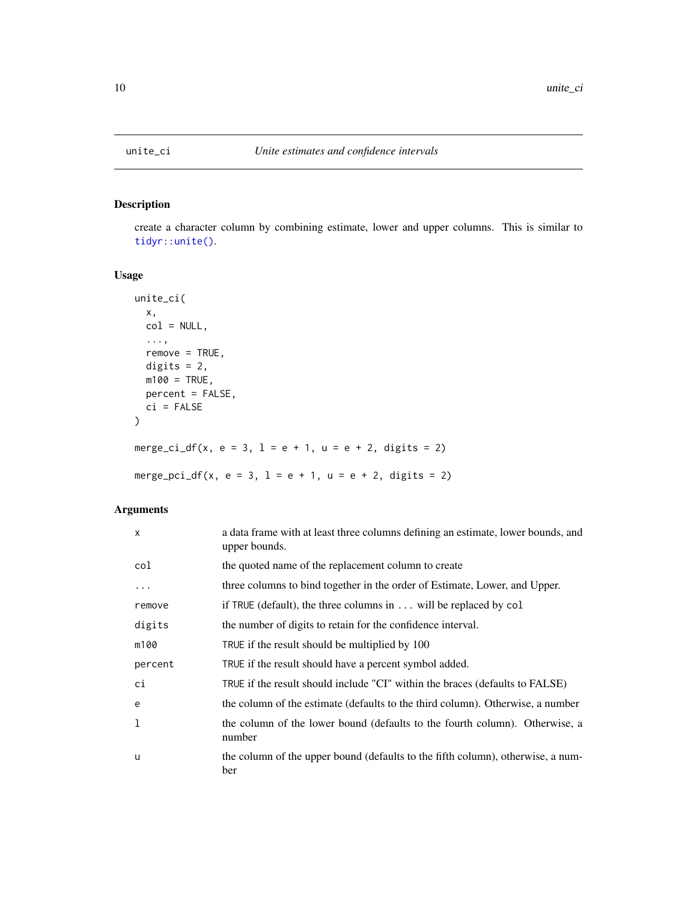## unite_ci — *Unite estimates and confidence intervals*

### Description

create a character column by combining estimate, lower and upper columns. This is similar to `tidyr::unite()`.

### Usage

```
unite_ci(
  x,
  col = NULL,
  ...,
  remove = TRUE,
  digits = 2,
  m100 = TRUE,
  percent = FALSE,
  ci = FALSE
)

merge_ci_df(x, e = 3, l = e + 1, u = e + 2, digits = 2)

merge_pci_df(x, e = 3, l = e + 1, u = e + 2, digits = 2)
```

### Arguments

| | |
|---|---|
| `x` | a data frame with at least three columns defining an estimate, lower bounds, and upper bounds. |
| `col` | the quoted name of the replacement column to create |
| `...` | three columns to bind together in the order of Estimate, Lower, and Upper. |
| `remove` | if `TRUE` (default), the three columns in `...` will be replaced by `col` |
| `digits` | the number of digits to retain for the confidence interval. |
| `m100` | `TRUE` if the result should be multiplied by 100 |
| `percent` | `TRUE` if the result should have a percent symbol added. |
| `ci` | `TRUE` if the result should include "CI" within the braces (defaults to FALSE) |
| `e` | the column of the estimate (defaults to the third column). Otherwise, a number |
| `l` | the column of the lower bound (defaults to the fourth column). Otherwise, a number |
| `u` | the column of the upper bound (defaults to the fifth column), otherwise, a number |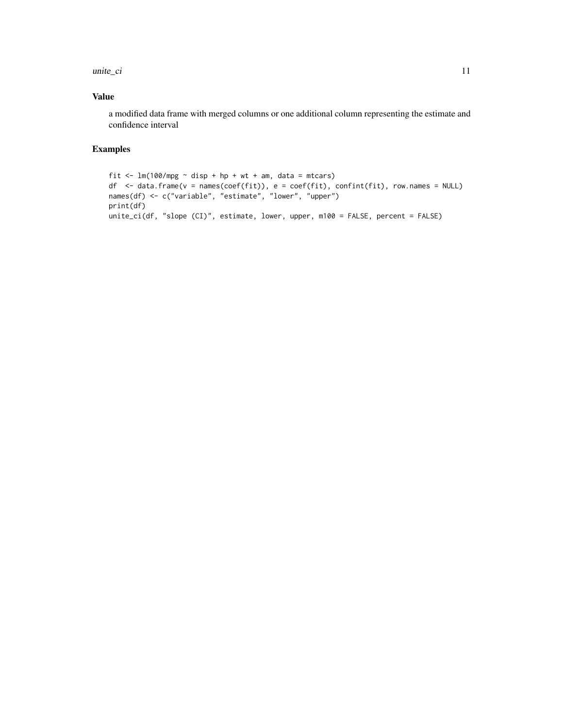### Value

a modified data frame with merged columns or one additional column representing the estimate and confidence interval

### Examples

```
fit <- lm(100/mpg ~ disp + hp + wt + am, data = mtcars)
df  <- data.frame(v = names(coef(fit)), e = coef(fit), confint(fit), row.names = NULL)
names(df) <- c("variable", "estimate", "lower", "upper")
print(df)
unite_ci(df, "slope (CI)", estimate, lower, upper, m100 = FALSE, percent = FALSE)
```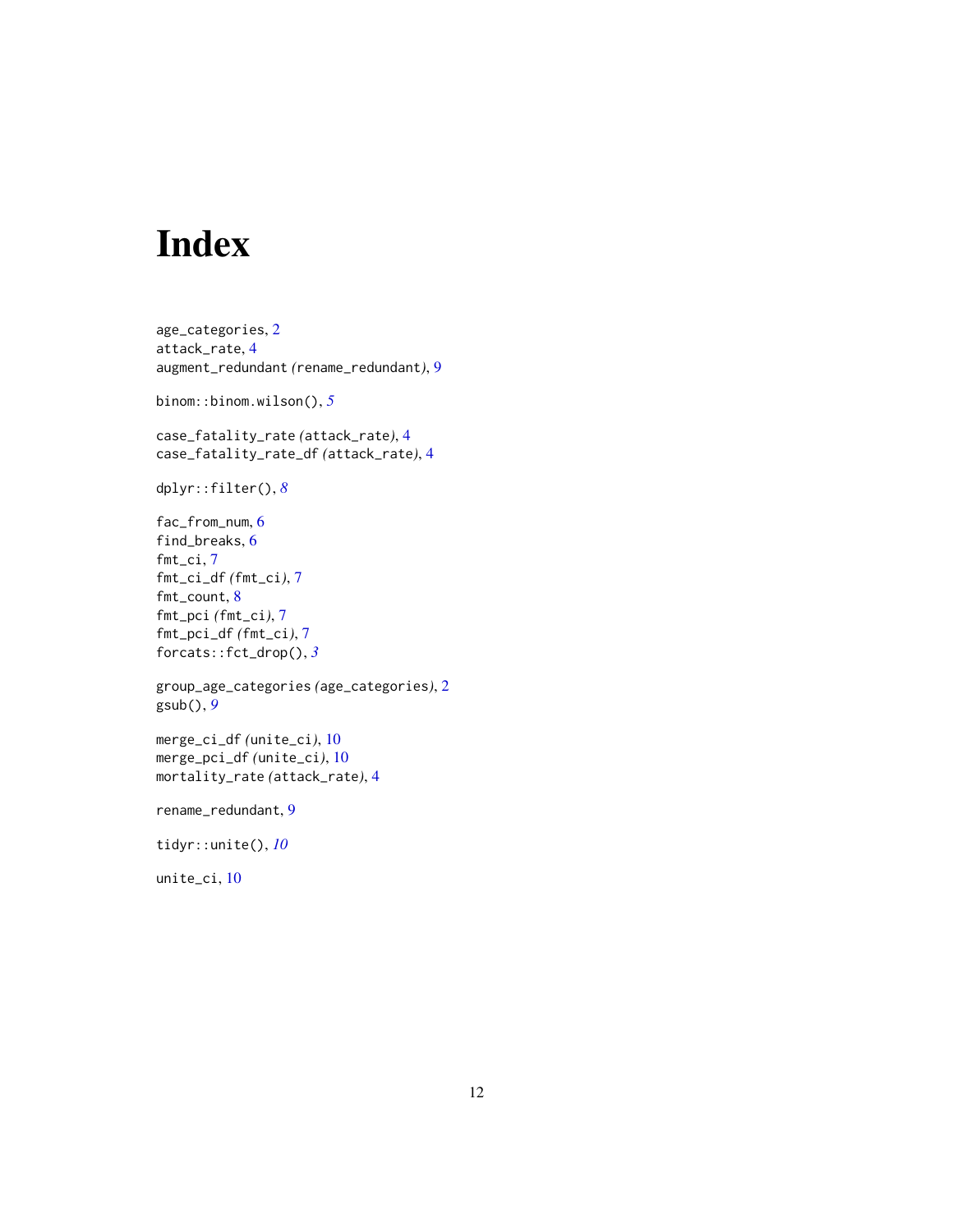# Index

age_categories, 2
attack_rate, 4
augment_redundant *(*rename_redundant*)*, 9

binom::binom.wilson(), *5*

case_fatality_rate *(*attack_rate*)*, 4
case_fatality_rate_df *(*attack_rate*)*, 4

dplyr::filter(), *8*

fac_from_num, 6
find_breaks, 6
fmt_ci, 7
fmt_ci_df *(*fmt_ci*)*, 7
fmt_count, 8
fmt_pci *(*fmt_ci*)*, 7
fmt_pci_df *(*fmt_ci*)*, 7
forcats::fct_drop(), *3*

group_age_categories *(*age_categories*)*, 2
gsub(), *9*

merge_ci_df *(*unite_ci*)*, 10
merge_pci_df *(*unite_ci*)*, 10
mortality_rate *(*attack_rate*)*, 4

rename_redundant, 9

tidyr::unite(), *10*

unite_ci, 10